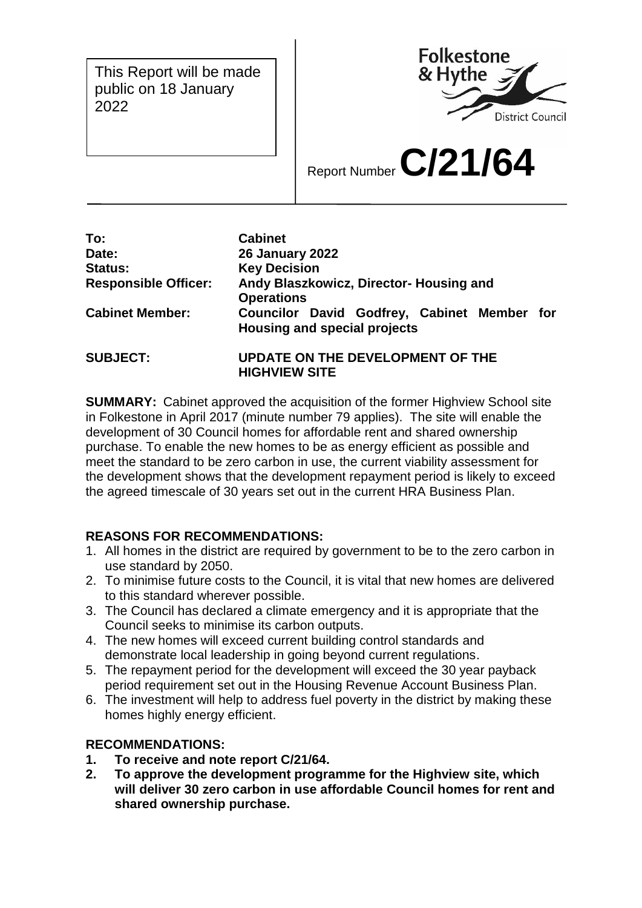This Report will be made public on 18 January 2022

Folkestone & Hythe District Council

Report Number **C/21/64**

| | |
|---|---|
| **To:** | **Cabinet** |
| **Date:** | **26 January 2022** |
| **Status:** | **Key Decision** |
| **Responsible Officer:** | **Andy Blaszkowicz, Director- Housing and Operations** |
| **Cabinet Member:** | **Councilor David Godfrey, Cabinet Member for Housing and special projects** |
| **SUBJECT:** | **UPDATE ON THE DEVELOPMENT OF THE HIGHVIEW SITE** |

**SUMMARY:** Cabinet approved the acquisition of the former Highview School site in Folkestone in April 2017 (minute number 79 applies). The site will enable the development of 30 Council homes for affordable rent and shared ownership purchase. To enable the new homes to be as energy efficient as possible and meet the standard to be zero carbon in use, the current viability assessment for the development shows that the development repayment period is likely to exceed the agreed timescale of 30 years set out in the current HRA Business Plan.

**REASONS FOR RECOMMENDATIONS:**

1. All homes in the district are required by government to be to the zero carbon in use standard by 2050.
2. To minimise future costs to the Council, it is vital that new homes are delivered to this standard wherever possible.
3. The Council has declared a climate emergency and it is appropriate that the Council seeks to minimise its carbon outputs.
4. The new homes will exceed current building control standards and demonstrate local leadership in going beyond current regulations.
5. The repayment period for the development will exceed the 30 year payback period requirement set out in the Housing Revenue Account Business Plan.
6. The investment will help to address fuel poverty in the district by making these homes highly energy efficient.

**RECOMMENDATIONS:**

1. **To receive and note report C/21/64.**
2. **To approve the development programme for the Highview site, which will deliver 30 zero carbon in use affordable Council homes for rent and shared ownership purchase.**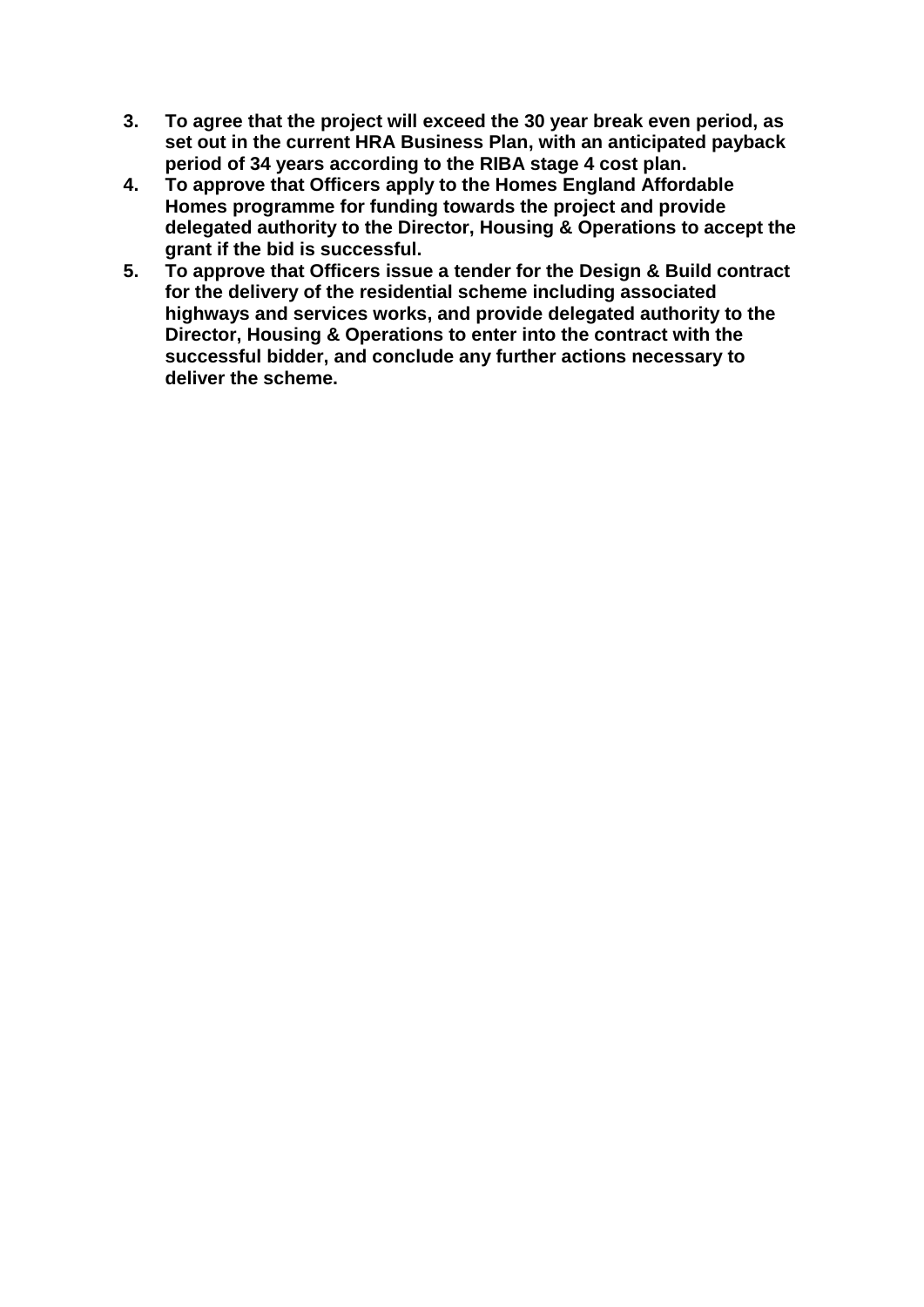3. **To agree that the project will exceed the 30 year break even period, as set out in the current HRA Business Plan, with an anticipated payback period of 34 years according to the RIBA stage 4 cost plan.**
4. **To approve that Officers apply to the Homes England Affordable Homes programme for funding towards the project and provide delegated authority to the Director, Housing & Operations to accept the grant if the bid is successful.**
5. **To approve that Officers issue a tender for the Design & Build contract for the delivery of the residential scheme including associated highways and services works, and provide delegated authority to the Director, Housing & Operations to enter into the contract with the successful bidder, and conclude any further actions necessary to deliver the scheme.**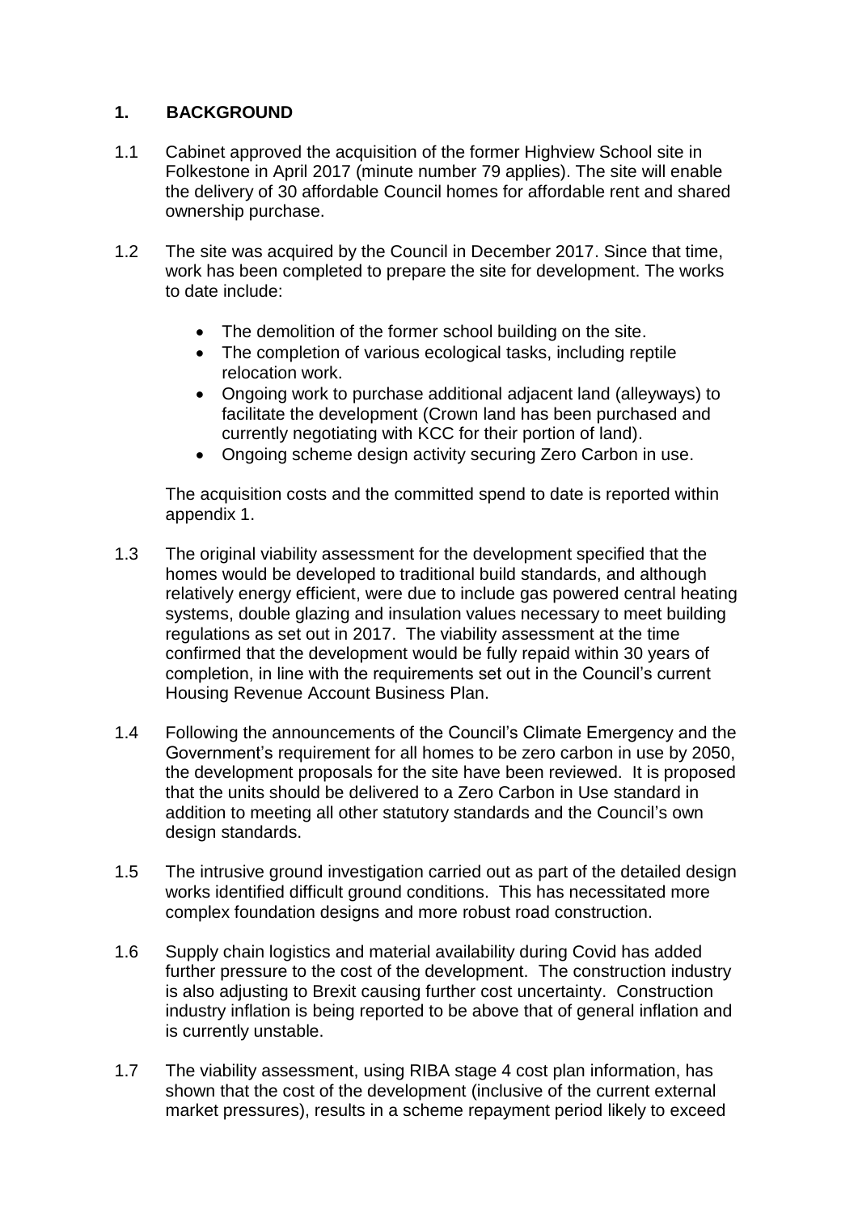## 1. BACKGROUND

1.1 Cabinet approved the acquisition of the former Highview School site in Folkestone in April 2017 (minute number 79 applies). The site will enable the delivery of 30 affordable Council homes for affordable rent and shared ownership purchase.

1.2 The site was acquired by the Council in December 2017. Since that time, work has been completed to prepare the site for development. The works to date include:

- The demolition of the former school building on the site.
- The completion of various ecological tasks, including reptile relocation work.
- Ongoing work to purchase additional adjacent land (alleyways) to facilitate the development (Crown land has been purchased and currently negotiating with KCC for their portion of land).
- Ongoing scheme design activity securing Zero Carbon in use.

The acquisition costs and the committed spend to date is reported within appendix 1.

1.3 The original viability assessment for the development specified that the homes would be developed to traditional build standards, and although relatively energy efficient, were due to include gas powered central heating systems, double glazing and insulation values necessary to meet building regulations as set out in 2017. The viability assessment at the time confirmed that the development would be fully repaid within 30 years of completion, in line with the requirements set out in the Council's current Housing Revenue Account Business Plan.

1.4 Following the announcements of the Council's Climate Emergency and the Government's requirement for all homes to be zero carbon in use by 2050, the development proposals for the site have been reviewed. It is proposed that the units should be delivered to a Zero Carbon in Use standard in addition to meeting all other statutory standards and the Council's own design standards.

1.5 The intrusive ground investigation carried out as part of the detailed design works identified difficult ground conditions. This has necessitated more complex foundation designs and more robust road construction.

1.6 Supply chain logistics and material availability during Covid has added further pressure to the cost of the development. The construction industry is also adjusting to Brexit causing further cost uncertainty. Construction industry inflation is being reported to be above that of general inflation and is currently unstable.

1.7 The viability assessment, using RIBA stage 4 cost plan information, has shown that the cost of the development (inclusive of the current external market pressures), results in a scheme repayment period likely to exceed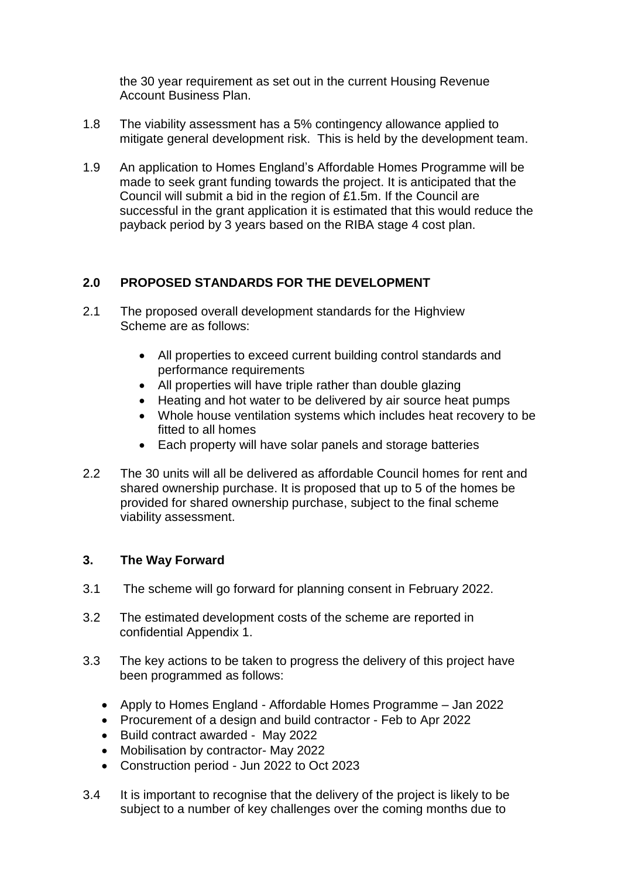the 30 year requirement as set out in the current Housing Revenue Account Business Plan.

1.8 The viability assessment has a 5% contingency allowance applied to mitigate general development risk. This is held by the development team.

1.9 An application to Homes England's Affordable Homes Programme will be made to seek grant funding towards the project. It is anticipated that the Council will submit a bid in the region of £1.5m. If the Council are successful in the grant application it is estimated that this would reduce the payback period by 3 years based on the RIBA stage 4 cost plan.

## 2.0 PROPOSED STANDARDS FOR THE DEVELOPMENT

2.1 The proposed overall development standards for the Highview Scheme are as follows:

- All properties to exceed current building control standards and performance requirements
- All properties will have triple rather than double glazing
- Heating and hot water to be delivered by air source heat pumps
- Whole house ventilation systems which includes heat recovery to be fitted to all homes
- Each property will have solar panels and storage batteries

2.2 The 30 units will all be delivered as affordable Council homes for rent and shared ownership purchase. It is proposed that up to 5 of the homes be provided for shared ownership purchase, subject to the final scheme viability assessment.

## 3. The Way Forward

3.1 The scheme will go forward for planning consent in February 2022.

3.2 The estimated development costs of the scheme are reported in confidential Appendix 1.

3.3 The key actions to be taken to progress the delivery of this project have been programmed as follows:

- Apply to Homes England - Affordable Homes Programme – Jan 2022
- Procurement of a design and build contractor - Feb to Apr 2022
- Build contract awarded - May 2022
- Mobilisation by contractor- May 2022
- Construction period - Jun 2022 to Oct 2023

3.4 It is important to recognise that the delivery of the project is likely to be subject to a number of key challenges over the coming months due to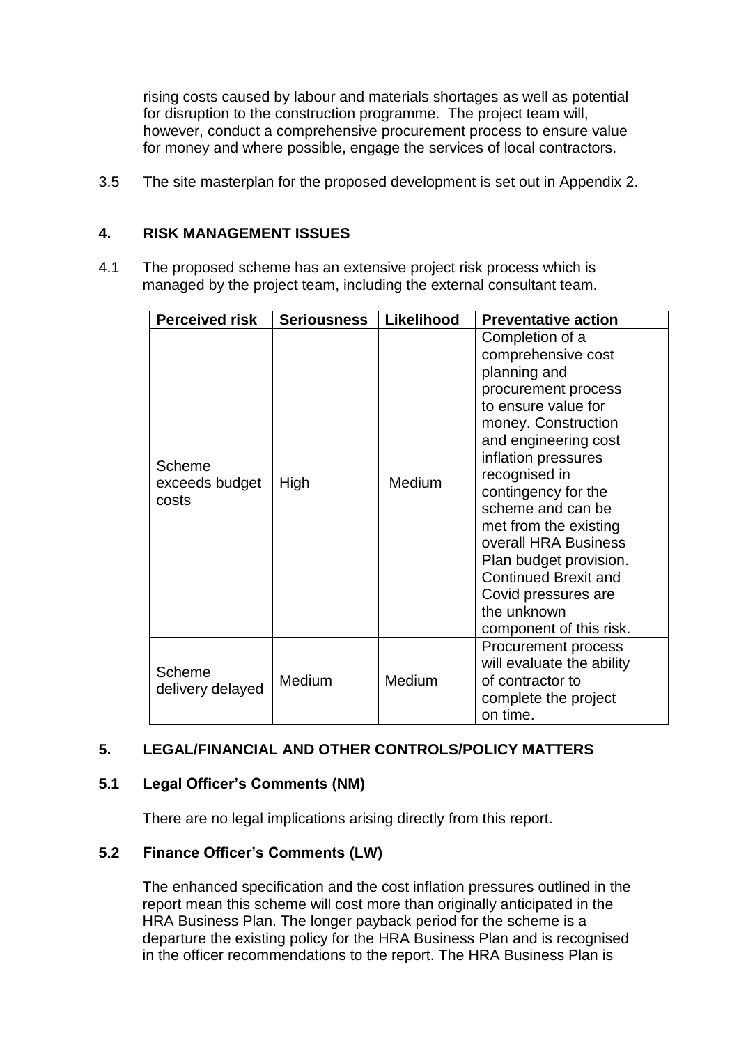rising costs caused by labour and materials shortages as well as potential for disruption to the construction programme. The project team will, however, conduct a comprehensive procurement process to ensure value for money and where possible, engage the services of local contractors.

3.5 The site masterplan for the proposed development is set out in Appendix 2.

## 4. RISK MANAGEMENT ISSUES

4.1 The proposed scheme has an extensive project risk process which is managed by the project team, including the external consultant team.

| Perceived risk | Seriousness | Likelihood | Preventative action |
|---|---|---|---|
| Scheme exceeds budget costs | High | Medium | Completion of a comprehensive cost planning and procurement process to ensure value for money. Construction and engineering cost inflation pressures recognised in contingency for the scheme and can be met from the existing overall HRA Business Plan budget provision. Continued Brexit and Covid pressures are the unknown component of this risk. |
| Scheme delivery delayed | Medium | Medium | Procurement process will evaluate the ability of contractor to complete the project on time. |

## 5. LEGAL/FINANCIAL AND OTHER CONTROLS/POLICY MATTERS

### 5.1 Legal Officer's Comments (NM)

There are no legal implications arising directly from this report.

### 5.2 Finance Officer's Comments (LW)

The enhanced specification and the cost inflation pressures outlined in the report mean this scheme will cost more than originally anticipated in the HRA Business Plan. The longer payback period for the scheme is a departure the existing policy for the HRA Business Plan and is recognised in the officer recommendations to the report. The HRA Business Plan is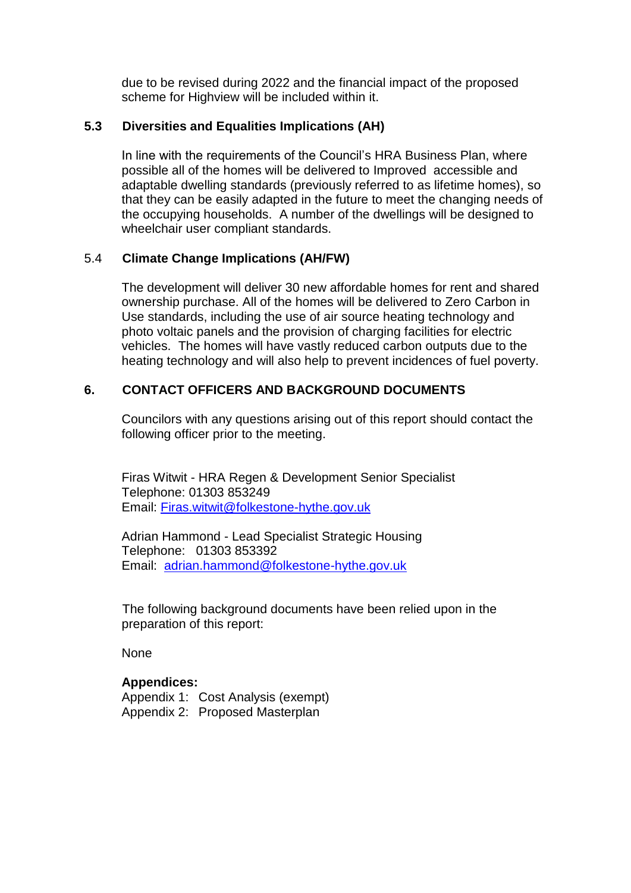due to be revised during 2022 and the financial impact of the proposed scheme for Highview will be included within it.

### 5.3 Diversities and Equalities Implications (AH)

In line with the requirements of the Council's HRA Business Plan, where possible all of the homes will be delivered to Improved accessible and adaptable dwelling standards (previously referred to as lifetime homes), so that they can be easily adapted in the future to meet the changing needs of the occupying households. A number of the dwellings will be designed to wheelchair user compliant standards.

### 5.4 Climate Change Implications (AH/FW)

The development will deliver 30 new affordable homes for rent and shared ownership purchase. All of the homes will be delivered to Zero Carbon in Use standards, including the use of air source heating technology and photo voltaic panels and the provision of charging facilities for electric vehicles. The homes will have vastly reduced carbon outputs due to the heating technology and will also help to prevent incidences of fuel poverty.

## 6. CONTACT OFFICERS AND BACKGROUND DOCUMENTS

Councilors with any questions arising out of this report should contact the following officer prior to the meeting.

Firas Witwit - HRA Regen & Development Senior Specialist
Telephone: 01303 853249
Email: [Firas.witwit@folkestone-hythe.gov.uk](mailto:Firas.witwit@folkestone-hythe.gov.uk)

Adrian Hammond - Lead Specialist Strategic Housing
Telephone: 01303 853392
Email: [adrian.hammond@folkestone-hythe.gov.uk](mailto:adrian.hammond@folkestone-hythe.gov.uk)

The following background documents have been relied upon in the preparation of this report:

None

**Appendices:**
Appendix 1: Cost Analysis (exempt)
Appendix 2: Proposed Masterplan